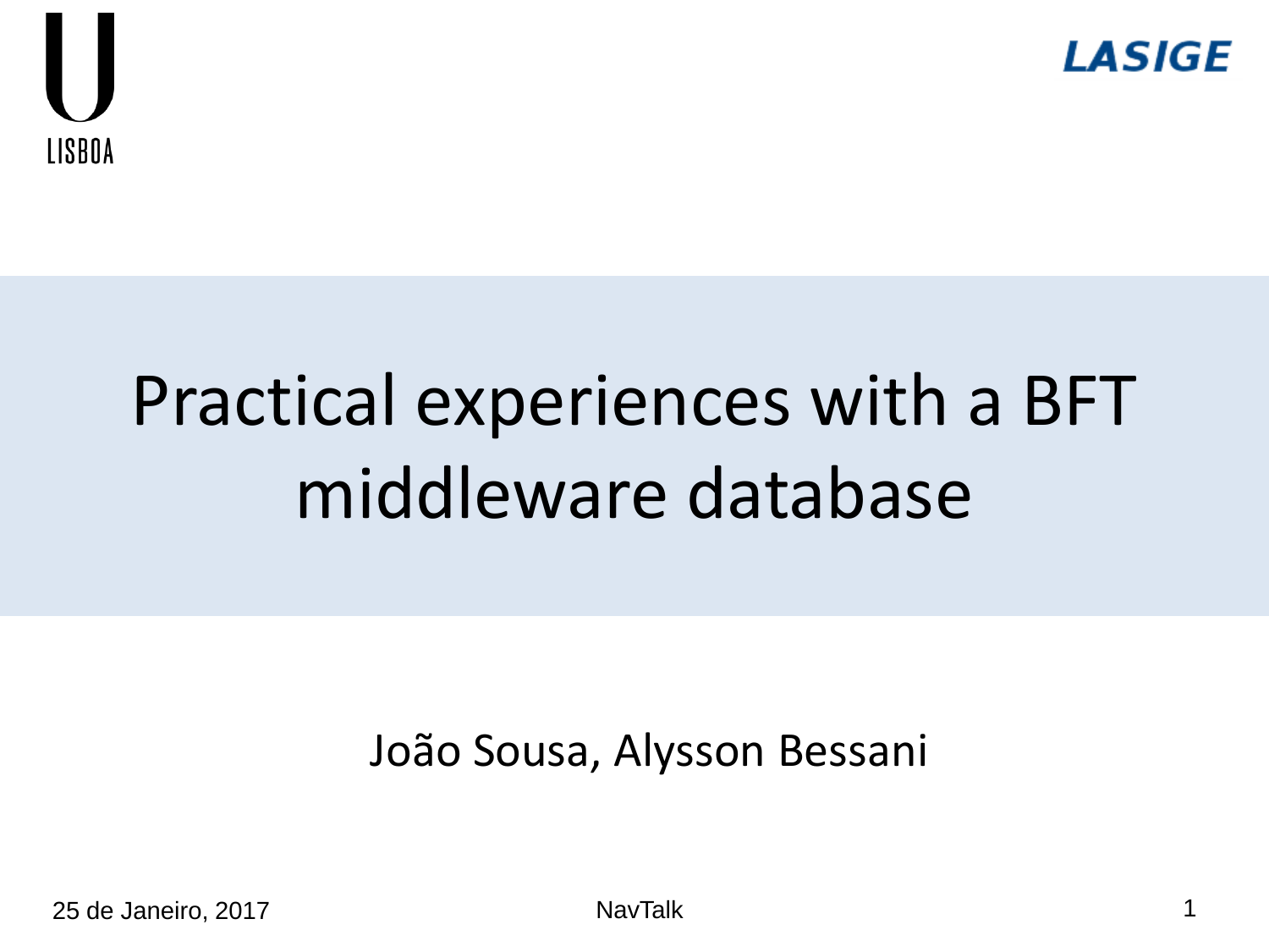# Practical experiences with a BFT middleware database

João Sousa, Alysson Bessani

25 de Janeiro, 2017

NavTalk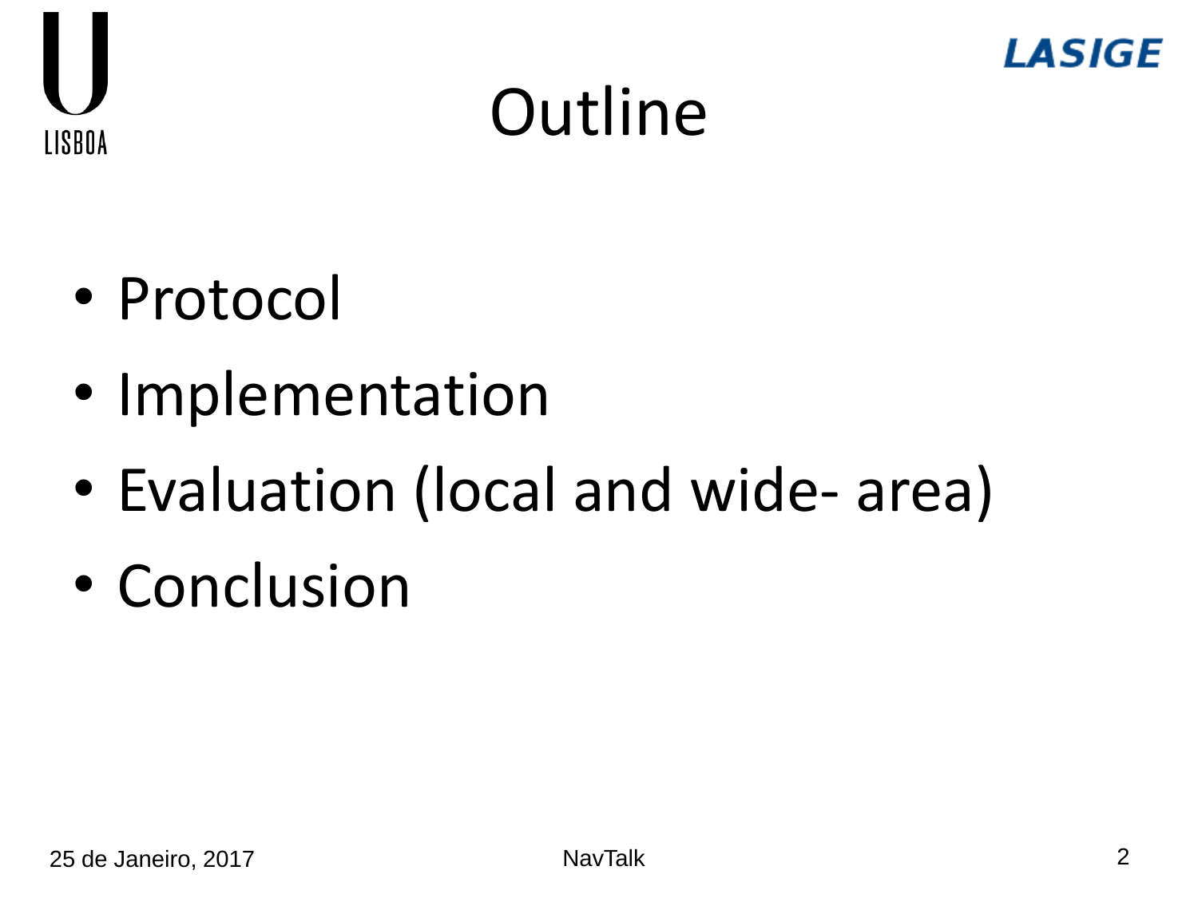# Outline

- Protocol
- Implementation
- Evaluation (local and wide- area)
- Conclusion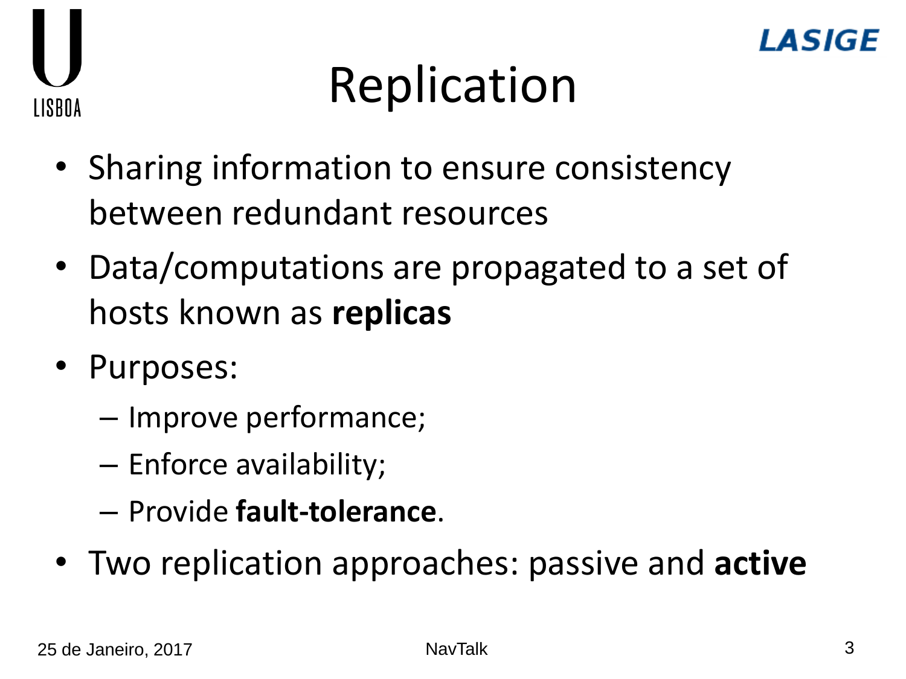# Replication

- Sharing information to ensure consistency between redundant resources
- Data/computations are propagated to a set of hosts known as **replicas**
- Purposes:
  - Improve performance;
  - Enforce availability;
  - Provide **fault-tolerance**.
- Two replication approaches: passive and **active**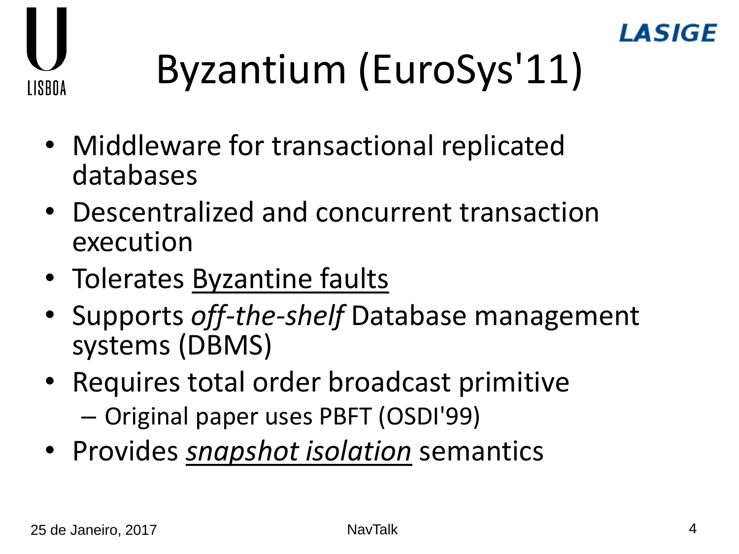# Byzantium (EuroSys'11)

- Middleware for transactional replicated databases
- Descentralized and concurrent transaction execution
- Tolerates Byzantine faults
- Supports *off-the-shelf* Database management systems (DBMS)
- Requires total order broadcast primitive
  - Original paper uses PBFT (OSDI'99)
- Provides *snapshot isolation* semantics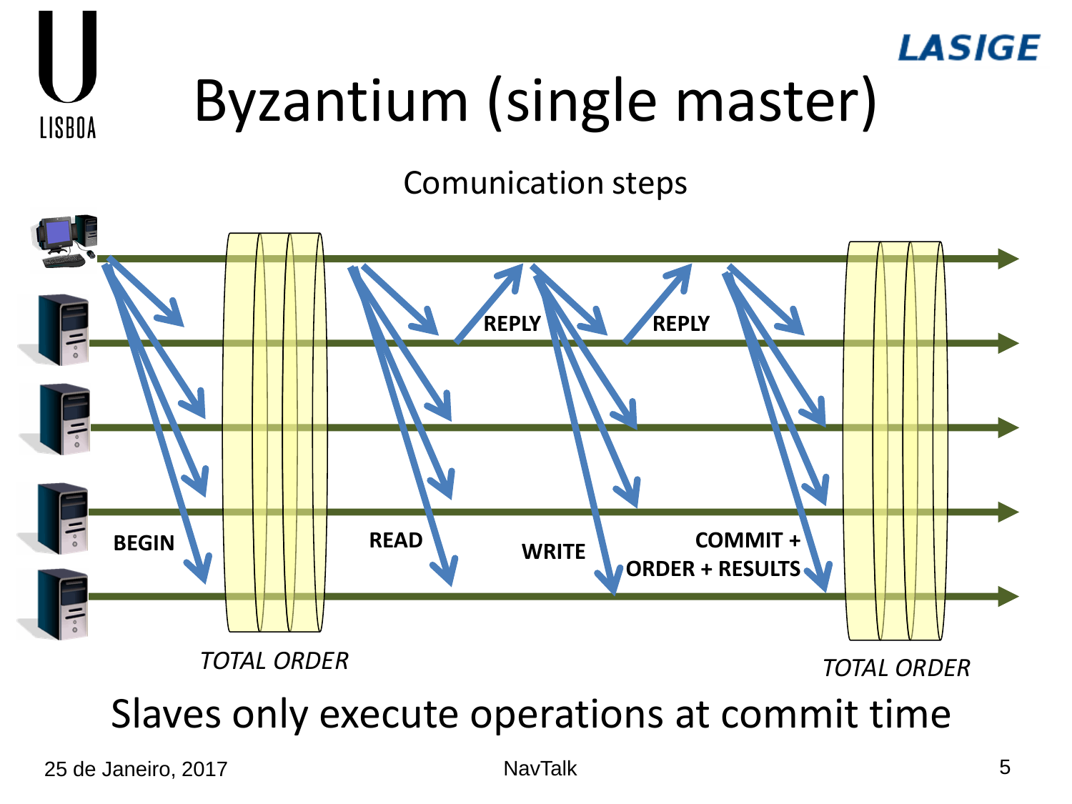# Byzantium (single master)

Comunication steps

BEGIN

*TOTAL ORDER*

READ

REPLY

WRITE

REPLY

COMMIT + ORDER + RESULTS

*TOTAL ORDER*

Slaves only execute operations at commit time

25 de Janeiro, 2017

NavTalk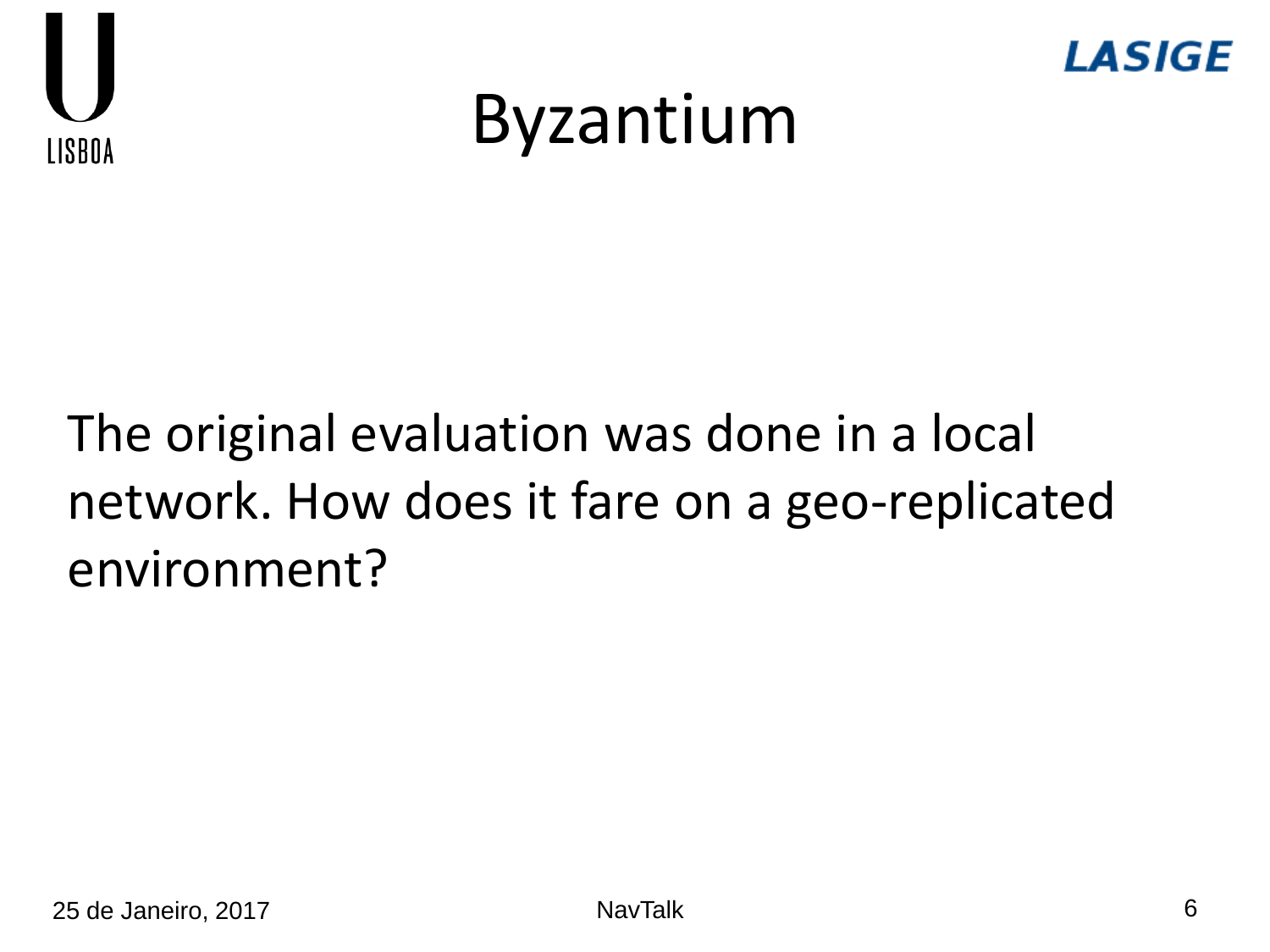# Byzantium

The original evaluation was done in a local network. How does it fare on a geo-replicated environment?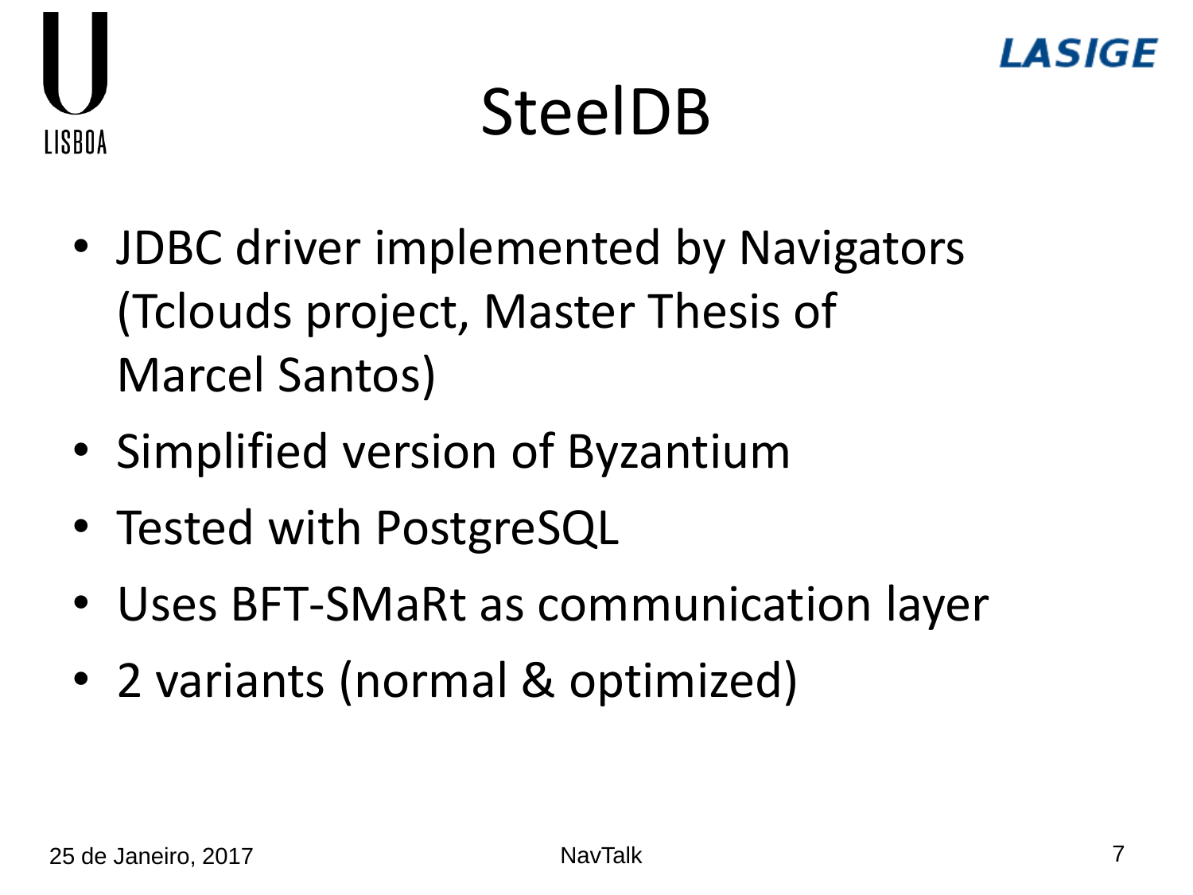# SteelDB

- JDBC driver implemented by Navigators (Tclouds project, Master Thesis of Marcel Santos)
- Simplified version of Byzantium
- Tested with PostgreSQL
- Uses BFT-SMaRt as communication layer
- 2 variants (normal & optimized)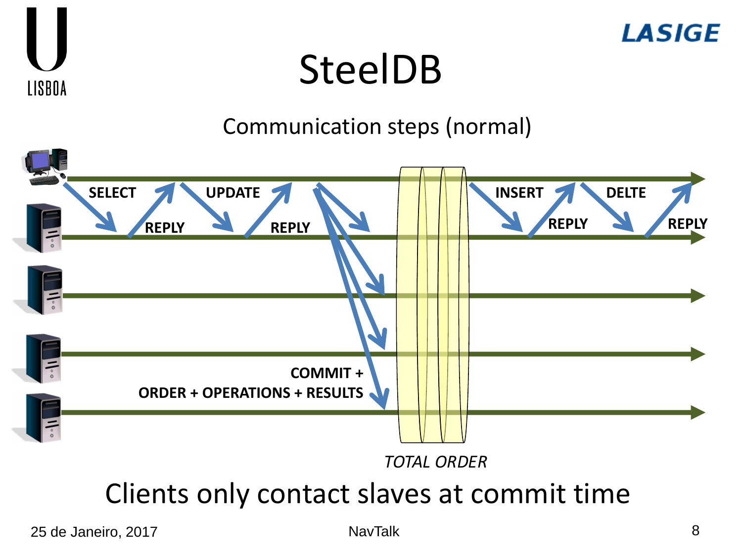# SteelDB

## Communication steps (normal)

SELECT

REPLY

UPDATE

REPLY

COMMIT +
ORDER + OPERATIONS + RESULTS

*TOTAL ORDER*

INSERT

REPLY

DELTE

REPLY

Clients only contact slaves at commit time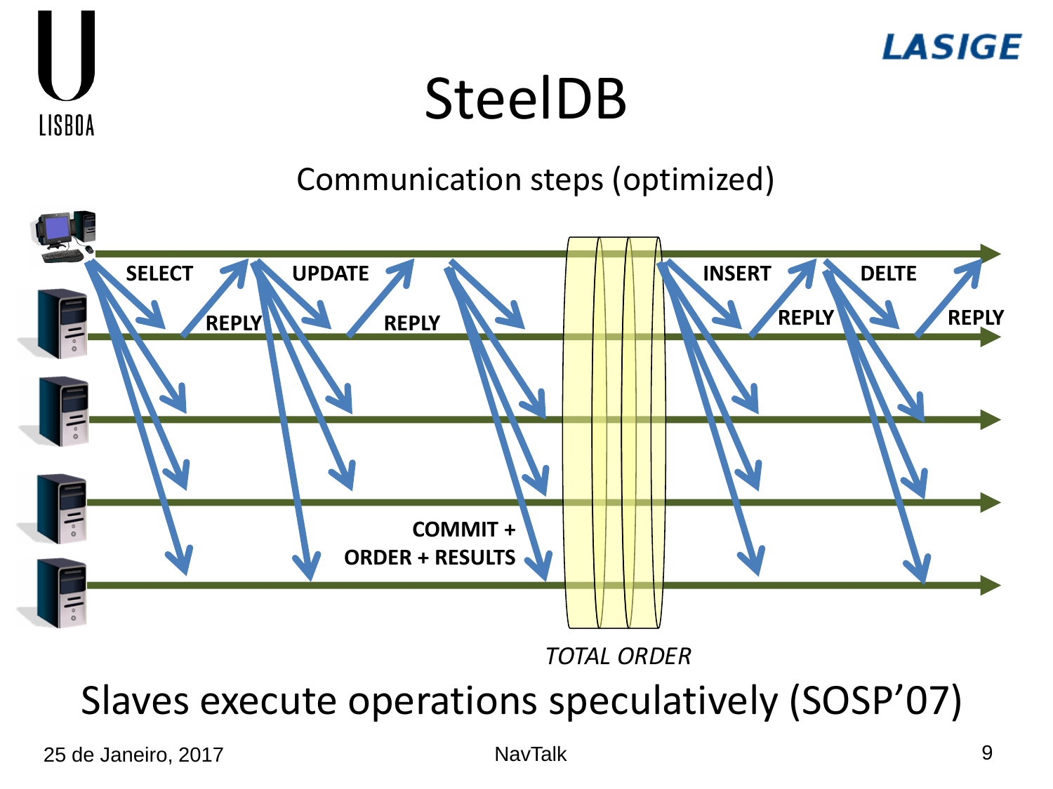# SteelDB

Communication steps (optimized)

SELECT

REPLY

UPDATE

REPLY

COMMIT + ORDER + RESULTS

*TOTAL ORDER*

INSERT

REPLY

DELTE

REPLY

Slaves execute operations speculatively (SOSP'07)

25 de Janeiro, 2017 NavTalk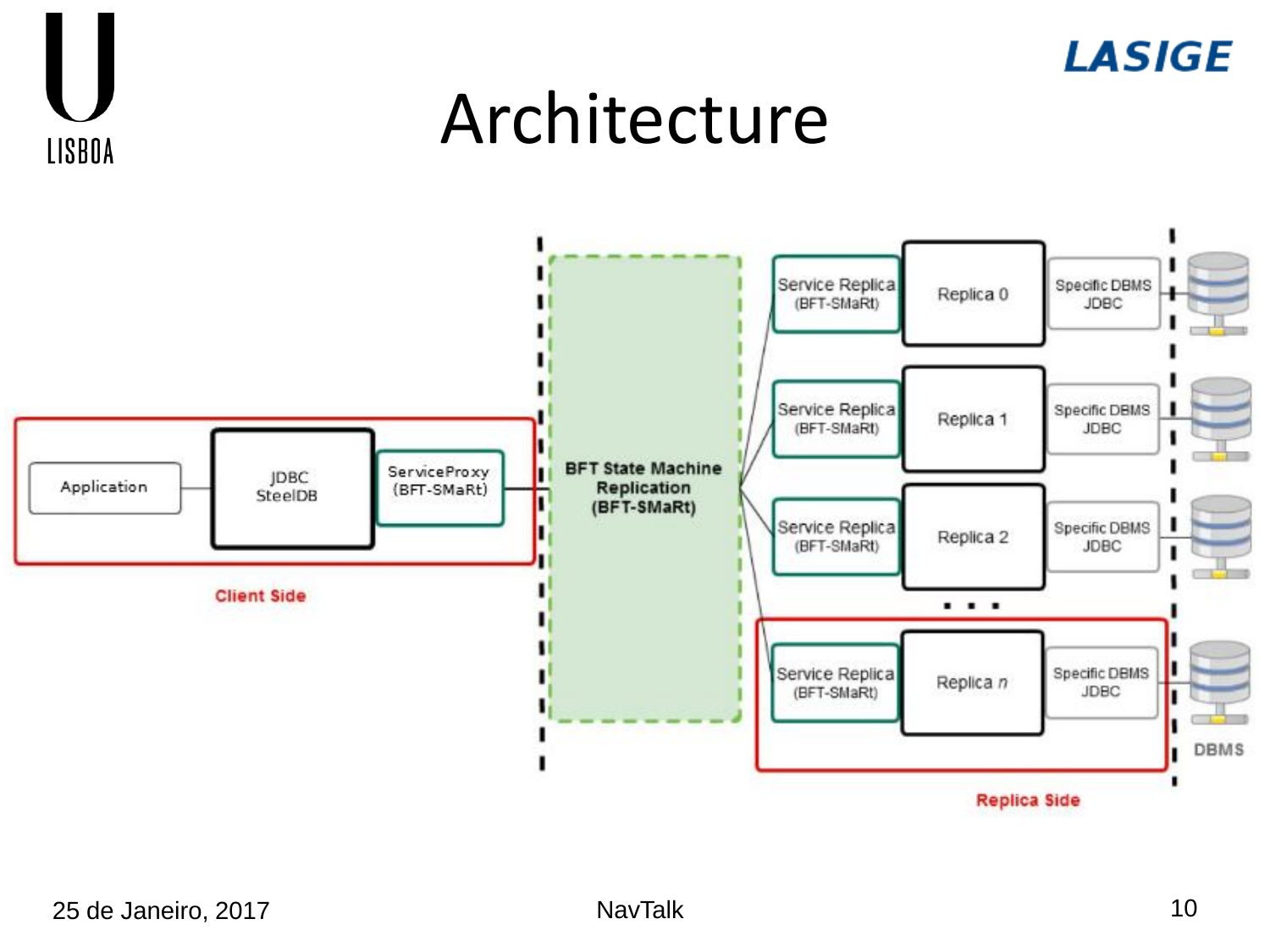# Architecture

Application

JDBC SteelDB

ServiceProxy (BFT-SMaRt)

Client Side

BFT State Machine Replication (BFT-SMaRt)

Service Replica (BFT-SMaRt) | Replica 0 | Specific DBMS JDBC

Service Replica (BFT-SMaRt) | Replica 1 | Specific DBMS JDBC

Service Replica (BFT-SMaRt) | Replica 2 | Specific DBMS JDBC

. . .

Service Replica (BFT-SMaRt) | Replica *n* | Specific DBMS JDBC

DBMS

Replica Side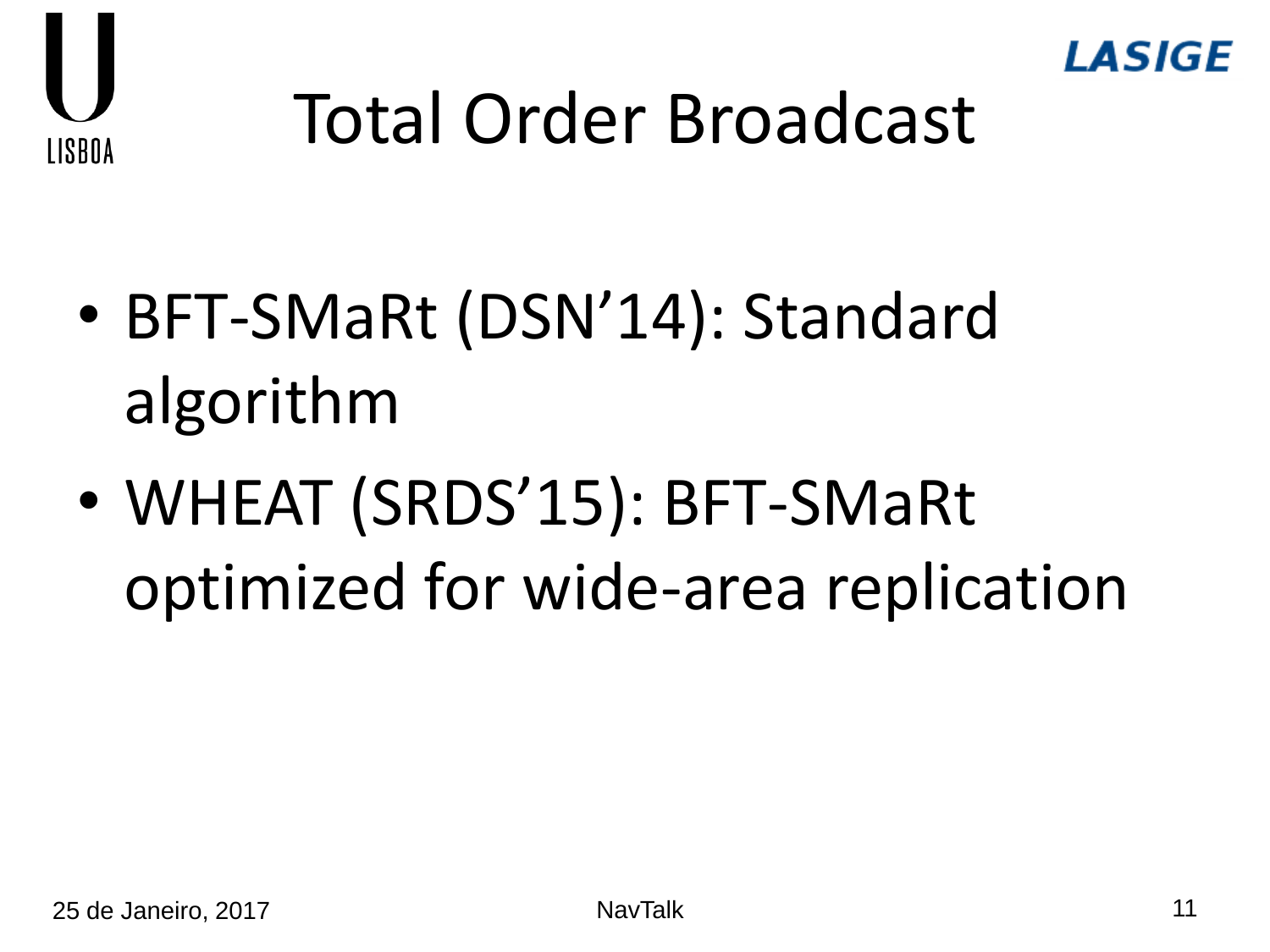# Total Order Broadcast

- BFT-SMaRt (DSN'14): Standard algorithm
- WHEAT (SRDS'15): BFT-SMaRt optimized for wide-area replication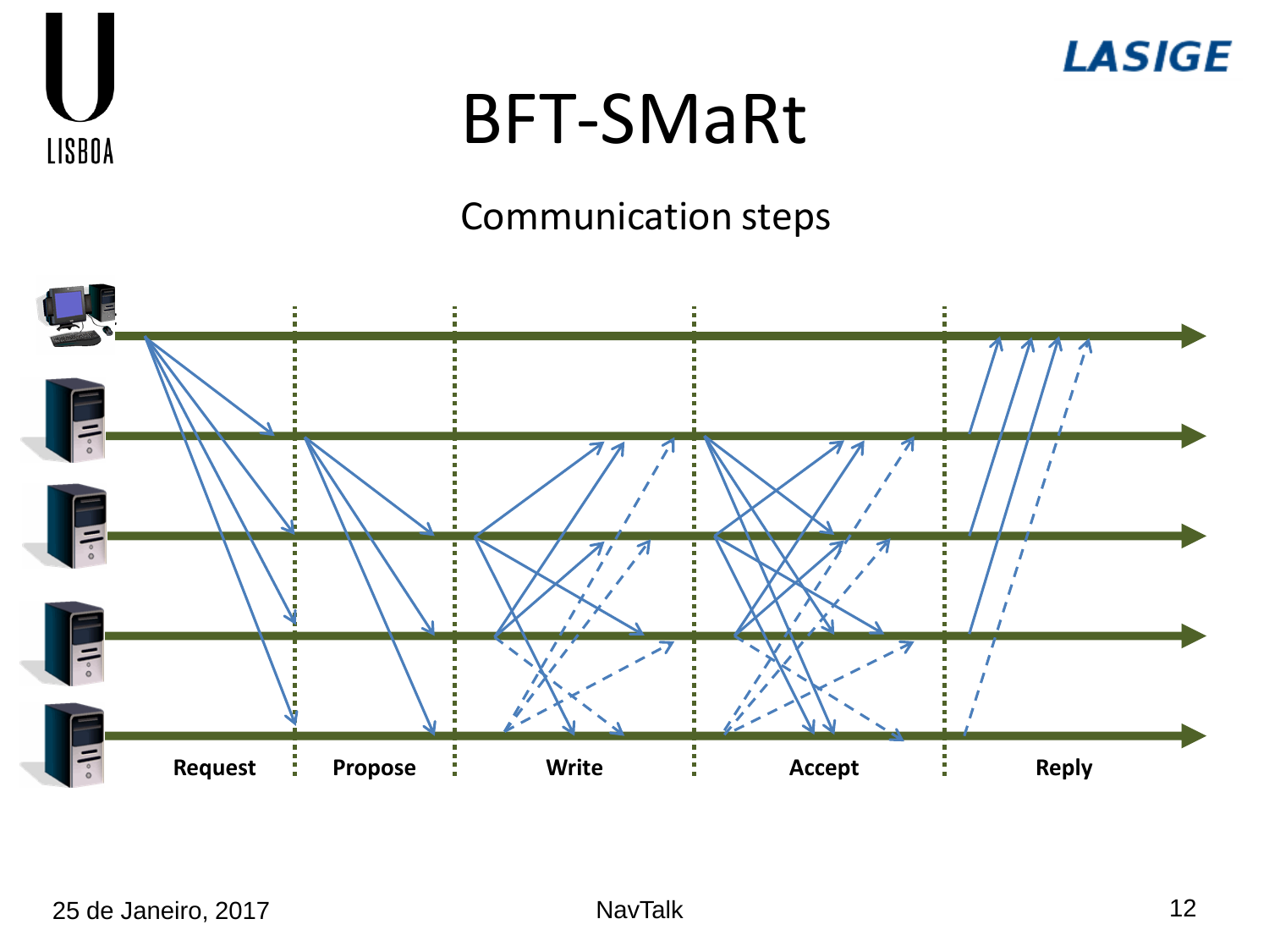# BFT-SMaRt

Communication steps

Request Propose Write Accept Reply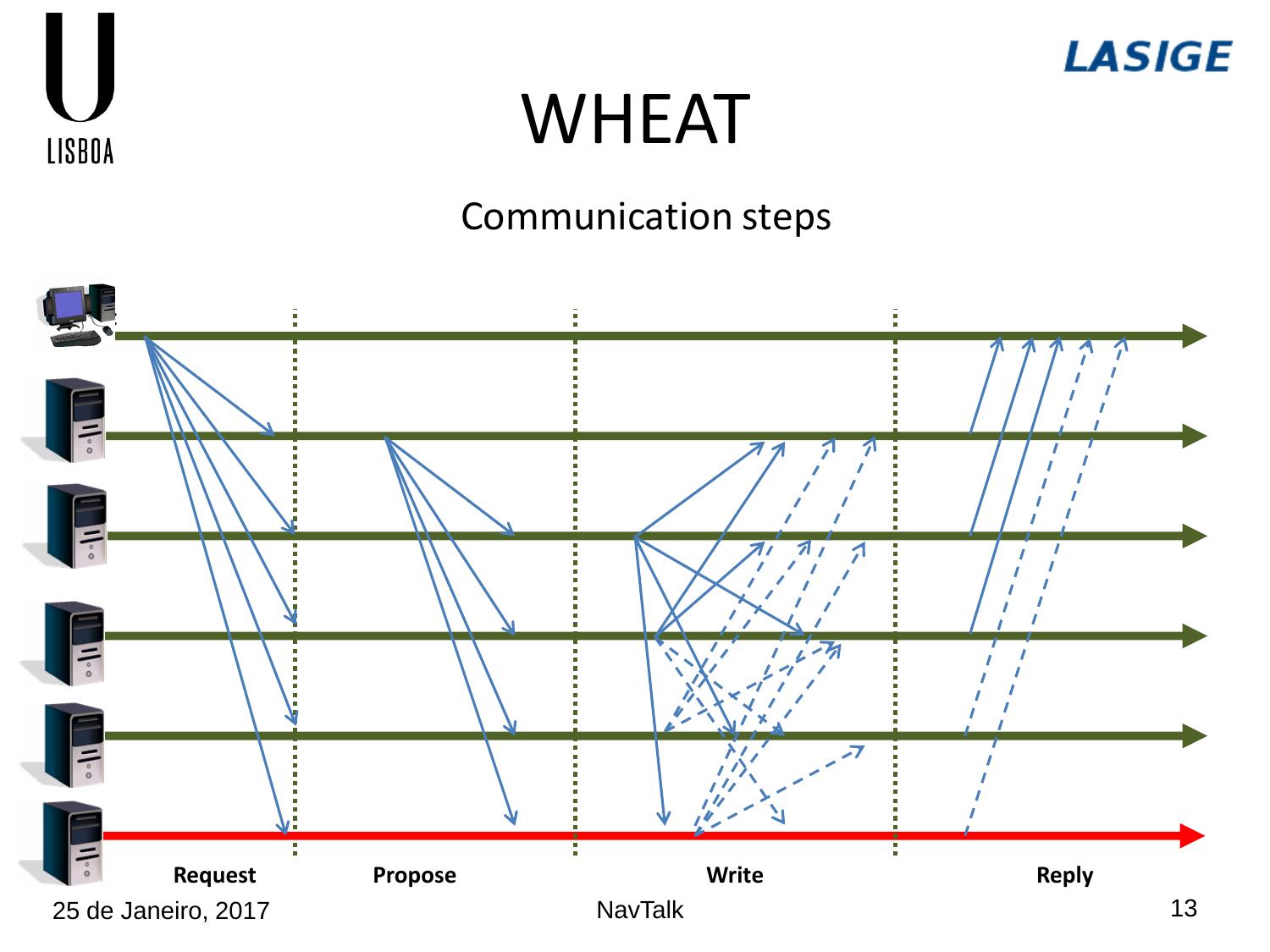# WHEAT

## Communication steps

Request

Propose

Write

Reply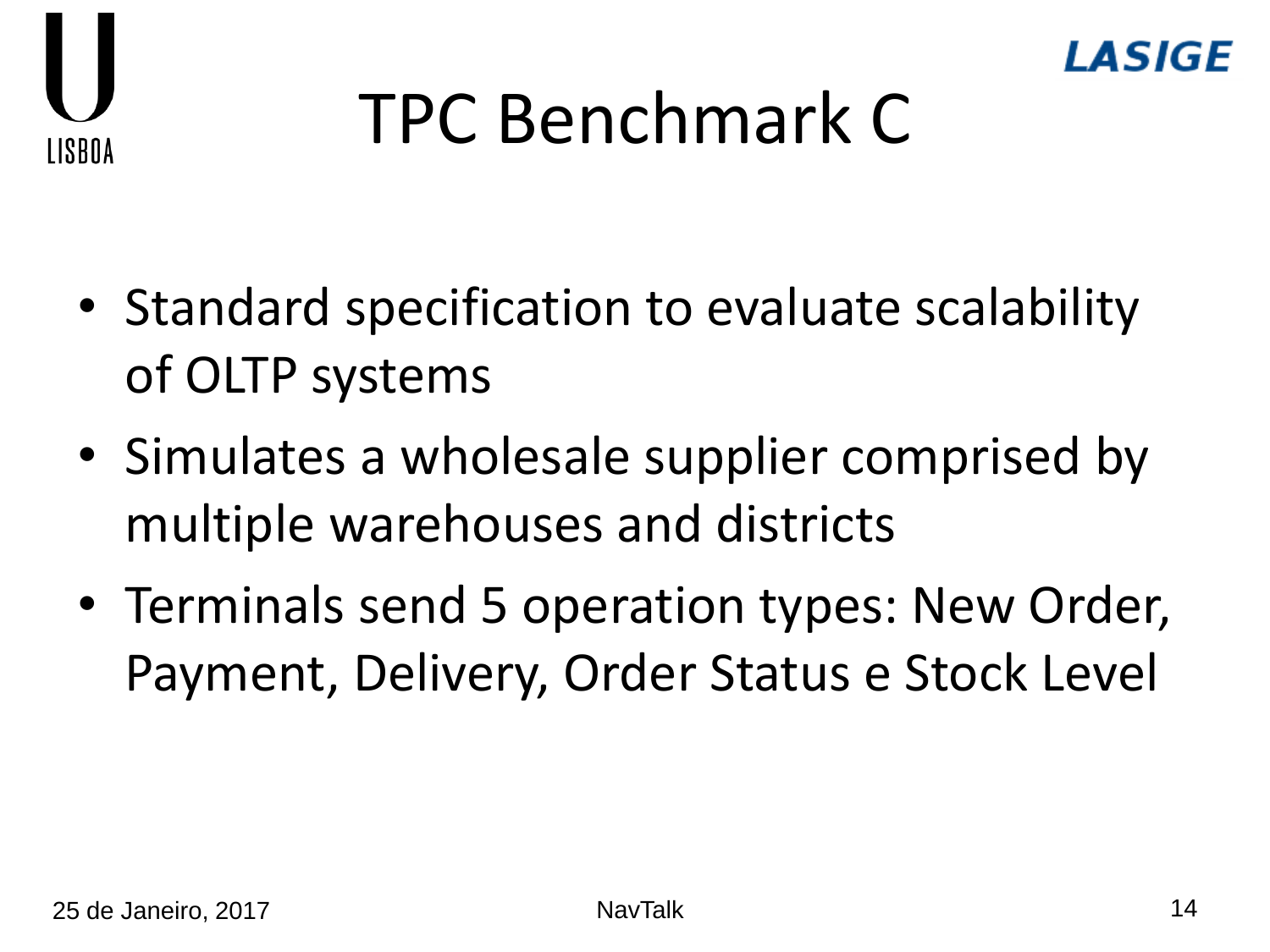# TPC Benchmark C

- Standard specification to evaluate scalability of OLTP systems
- Simulates a wholesale supplier comprised by multiple warehouses and districts
- Terminals send 5 operation types: New Order, Payment, Delivery, Order Status e Stock Level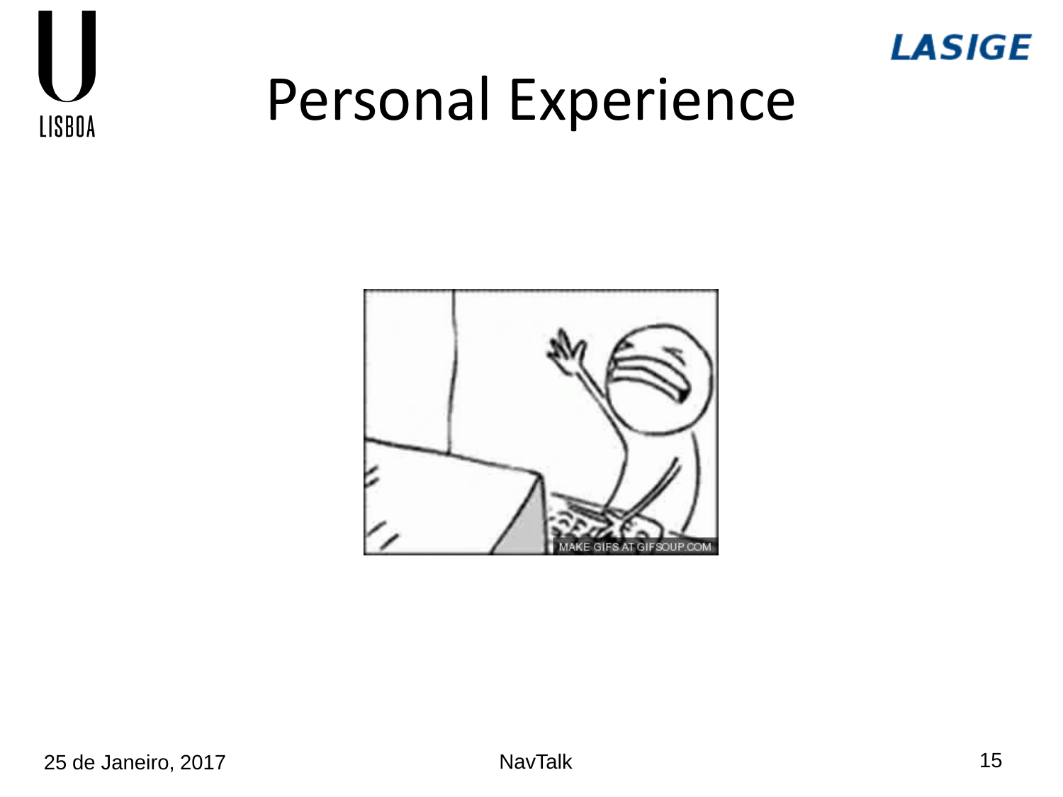# Personal Experience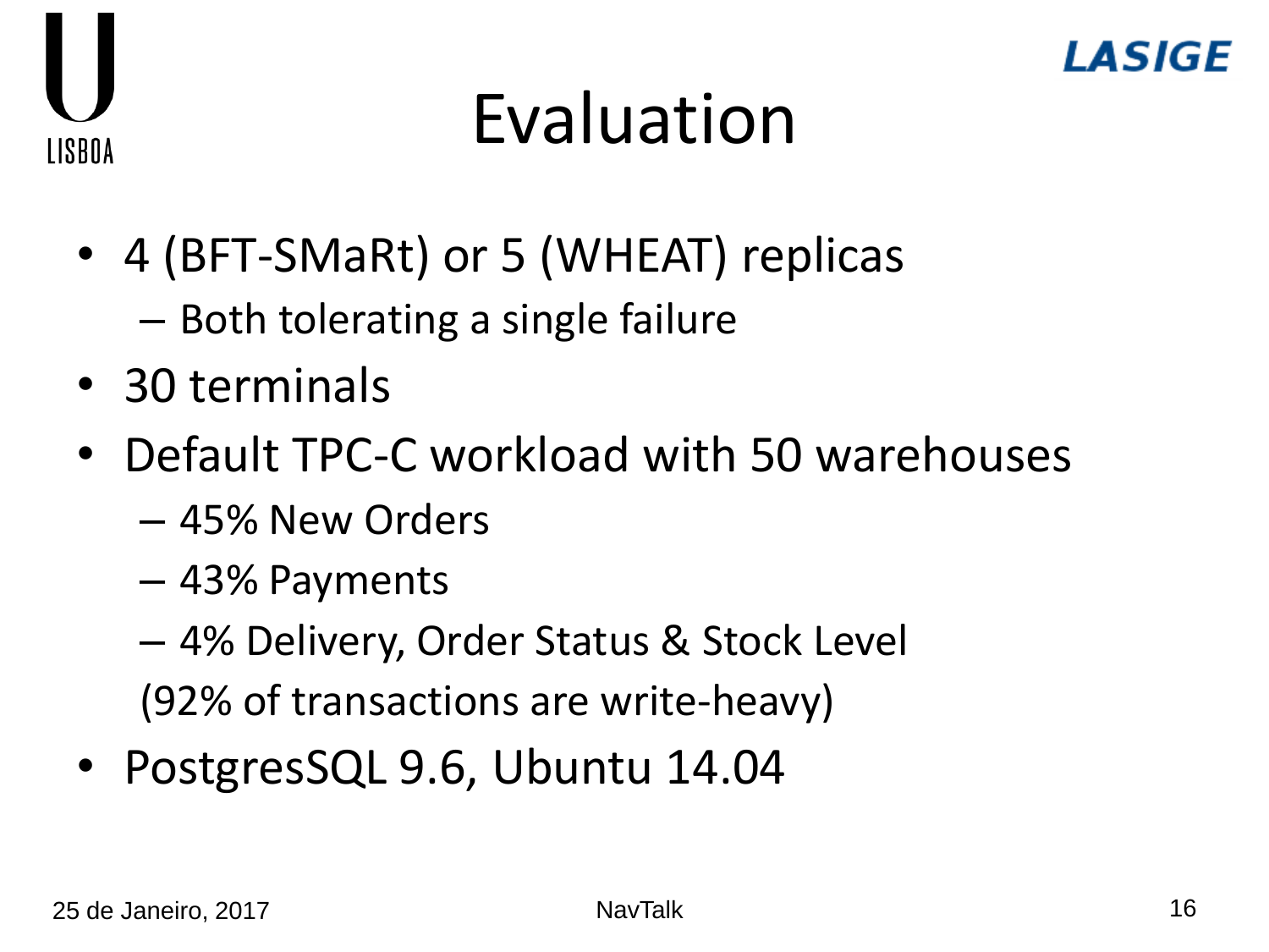# Evaluation

- 4 (BFT-SMaRt) or 5 (WHEAT) replicas
  - Both tolerating a single failure
- 30 terminals
- Default TPC-C workload with 50 warehouses
  - 45% New Orders
  - 43% Payments
  - 4% Delivery, Order Status & Stock Level

  (92% of transactions are write-heavy)
- PostgresSQL 9.6, Ubuntu 14.04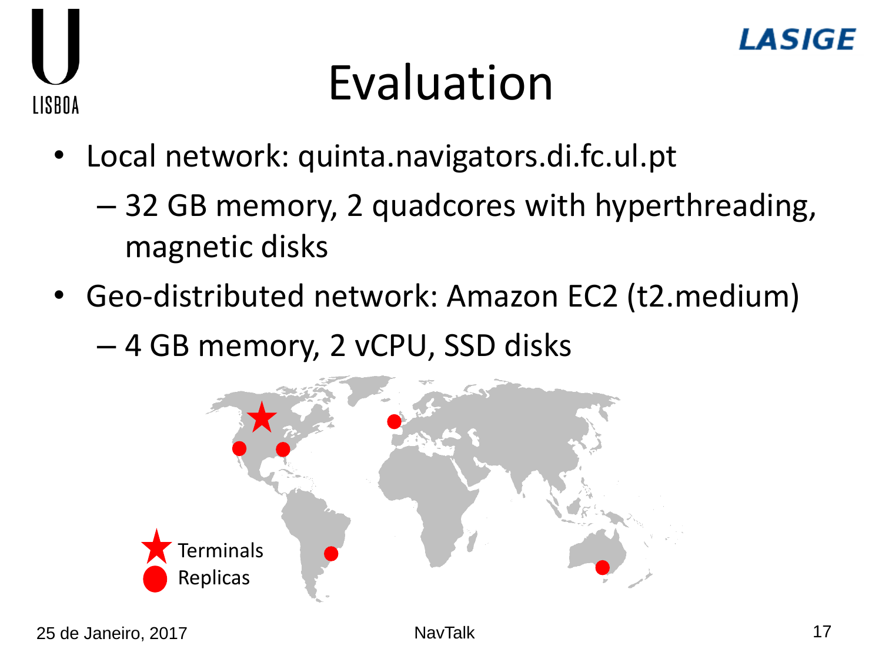# Evaluation

- Local network: quinta.navigators.di.fc.ul.pt
  - 32 GB memory, 2 quadcores with hyperthreading, magnetic disks
- Geo-distributed network: Amazon EC2 (t2.medium)
  - 4 GB memory, 2 vCPU, SSD disks

Terminals

Replicas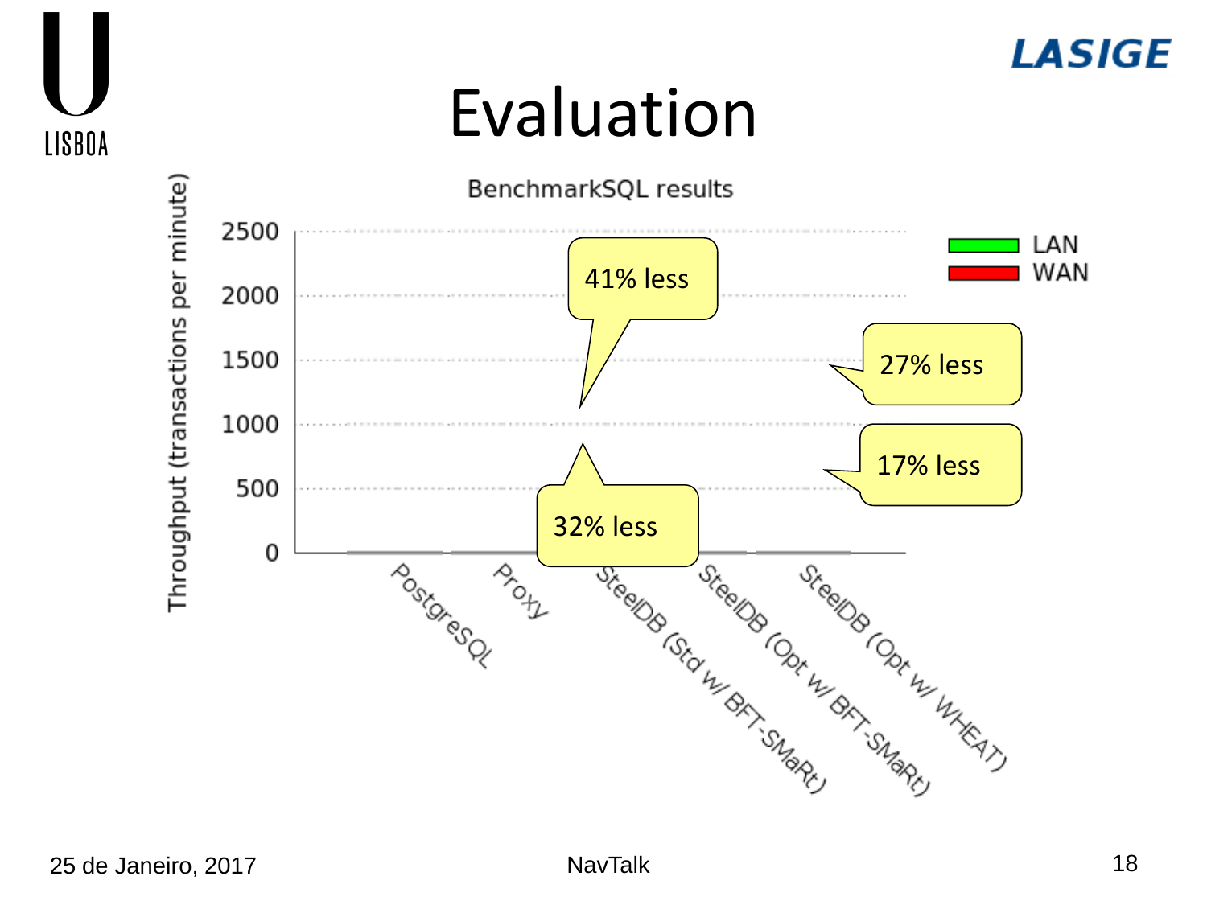# Evaluation

BenchmarkSQL results

Throughput (transactions per minute)

2500
2000
1500
1000
500
0

LAN
WAN

41% less

27% less

17% less

32% less

PostgreSQL
Proxy
SteelDB (Std w/ BFT-SMaRt)
SteelDB (Opt w/ BFT-SMaRt)
SteelDB (Opt w/ WHEAT)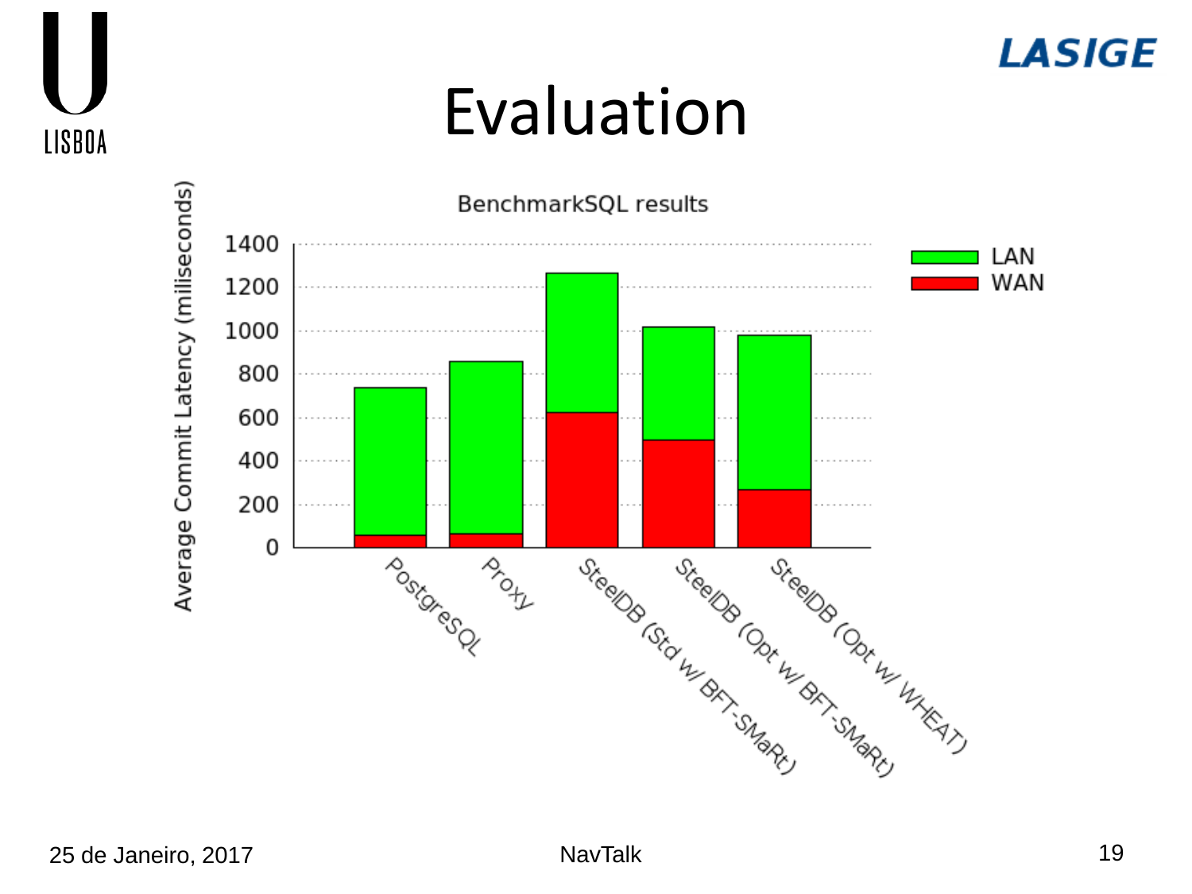# Evaluation

BenchmarkSQL results

| | LAN | WAN |
|---|---|---|
| PostgreSQL | ~740 | ~60 |
| Proxy | ~860 | ~65 |
| SteelDB (Std w/ BFT-SMaRt) | ~1265 | ~625 |
| SteelDB (Opt w/ BFT-SMaRt) | ~1015 | ~500 |
| SteelDB (Opt w/ WHEAT) | ~980 | ~270 |

Average Commit Latency (miliseconds)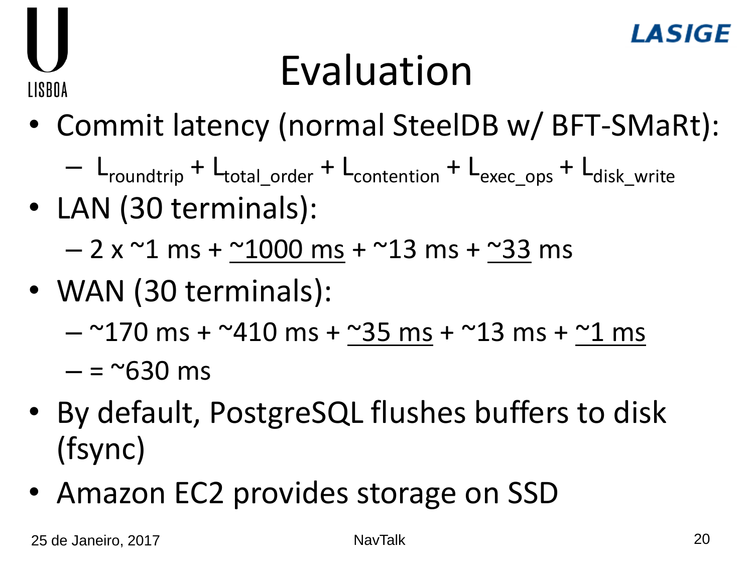# Evaluation

- Commit latency (normal SteelDB w/ BFT-SMaRt):
  - $L_{roundtrip} + L_{total\_order} + L_{contention} + L_{exec\_ops} + L_{disk\_write}$
- LAN (30 terminals):
  - 2 x ~1 ms + <u>~1000 ms</u> + ~13 ms + <u>~33</u> ms
- WAN (30 terminals):
  - ~170 ms + ~410 ms + <u>~35 ms</u> + ~13 ms + <u>~1 ms</u>
  - = ~630 ms
- By default, PostgreSQL flushes buffers to disk (fsync)
- Amazon EC2 provides storage on SSD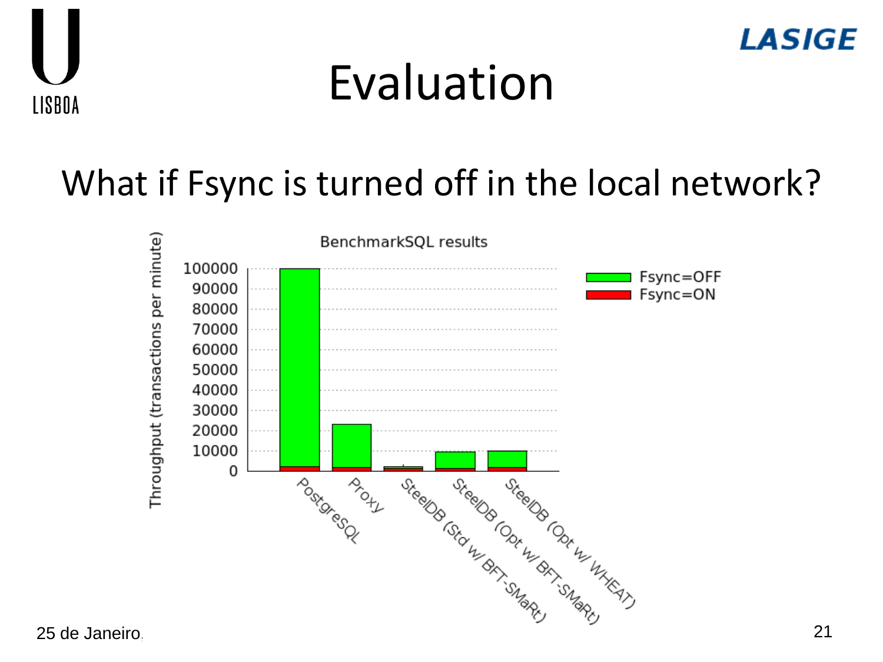# Evaluation

What if Fsync is turned off in the local network?

BenchmarkSQL results

| | Fsync=OFF | Fsync=ON |
|---|---|---|
| PostgreSQL | ~100000 | ~2000 |
| Proxy | ~23000 | ~1500 |
| SteelDB (Std w/ BFT-SMaRt) | ~2000 | ~1000 |
| SteelDB (Opt w/ BFT-SMaRt) | ~9500 | ~1000 |
| SteelDB (Opt w/ WHEAT) | ~10000 | ~1500 |

Throughput (transactions per minute)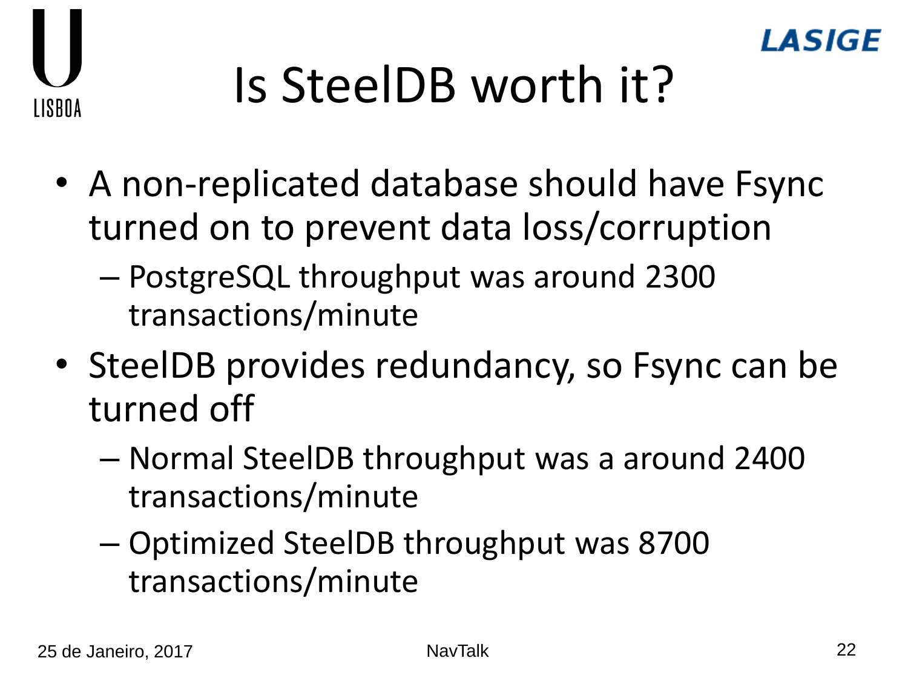# Is SteelDB worth it?

- A non-replicated database should have Fsync turned on to prevent data loss/corruption
  - PostgreSQL throughput was around 2300 transactions/minute
- SteelDB provides redundancy, so Fsync can be turned off
  - Normal SteelDB throughput was a around 2400 transactions/minute
  - Optimized SteelDB throughput was 8700 transactions/minute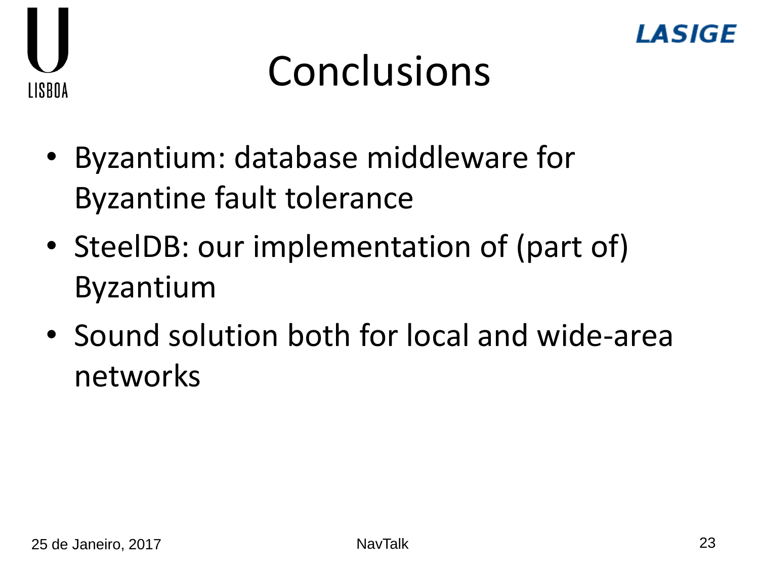# Conclusions

- Byzantium: database middleware for Byzantine fault tolerance
- SteelDB: our implementation of (part of) Byzantium
- Sound solution both for local and wide-area networks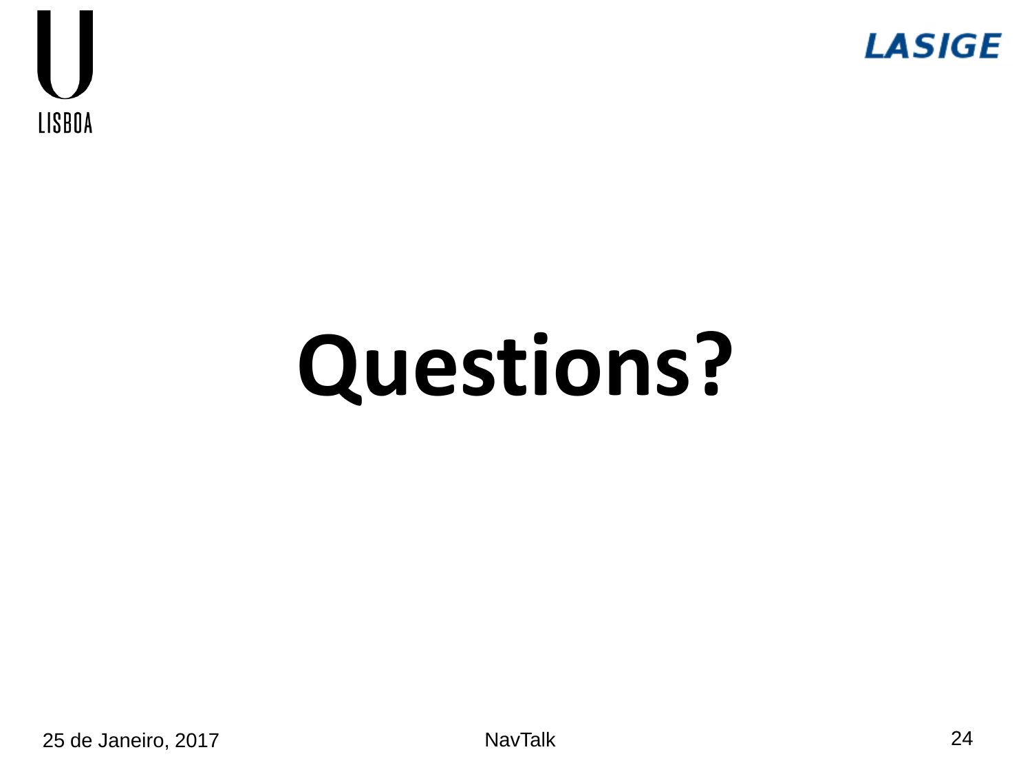# Questions?